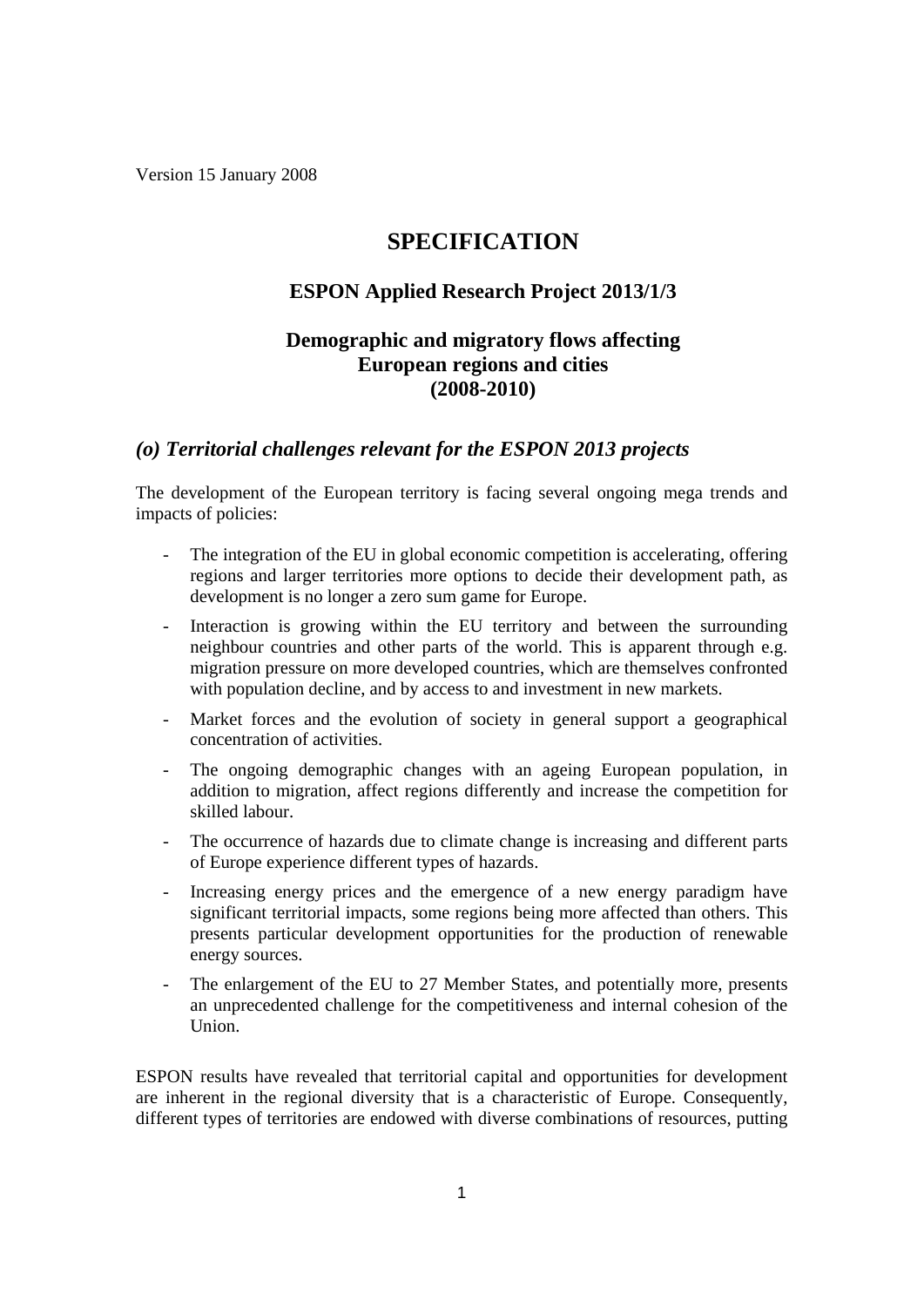Version 15 January 2008

# SPECIFICATION

## ESPON Applied Research Project 2013/1/3

## Demographic and migratory flows affecting European regions and cities (2008-2010)

## *(o) Territorial challenges relevant for the ESPON 2013 projects*

The development of the European territory is facing several ongoing mega trends and impacts of policies:

- The integration of the EU in global economic competition is accelerating, offering regions and larger territories more options to decide their development path, as development is no longer a zero sum game for Europe.
- Interaction is growing within the EU territory and between the surrounding neighbour countries and other parts of the world. This is apparent through e.g. migration pressure on more developed countries, which are themselves confronted with population decline, and by access to and investment in new markets.
- Market forces and the evolution of society in general support a geographical concentration of activities.
- The ongoing demographic changes with an ageing European population, in addition to migration, affect regions differently and increase the competition for skilled labour.
- The occurrence of hazards due to climate change is increasing and different parts of Europe experience different types of hazards.
- Increasing energy prices and the emergence of a new energy paradigm have significant territorial impacts, some regions being more affected than others. This presents particular development opportunities for the production of renewable energy sources.
- The enlargement of the EU to 27 Member States, and potentially more, presents an unprecedented challenge for the competitiveness and internal cohesion of the Union.

ESPON results have revealed that territorial capital and opportunities for development are inherent in the regional diversity that is a characteristic of Europe. Consequently, different types of territories are endowed with diverse combinations of resources, putting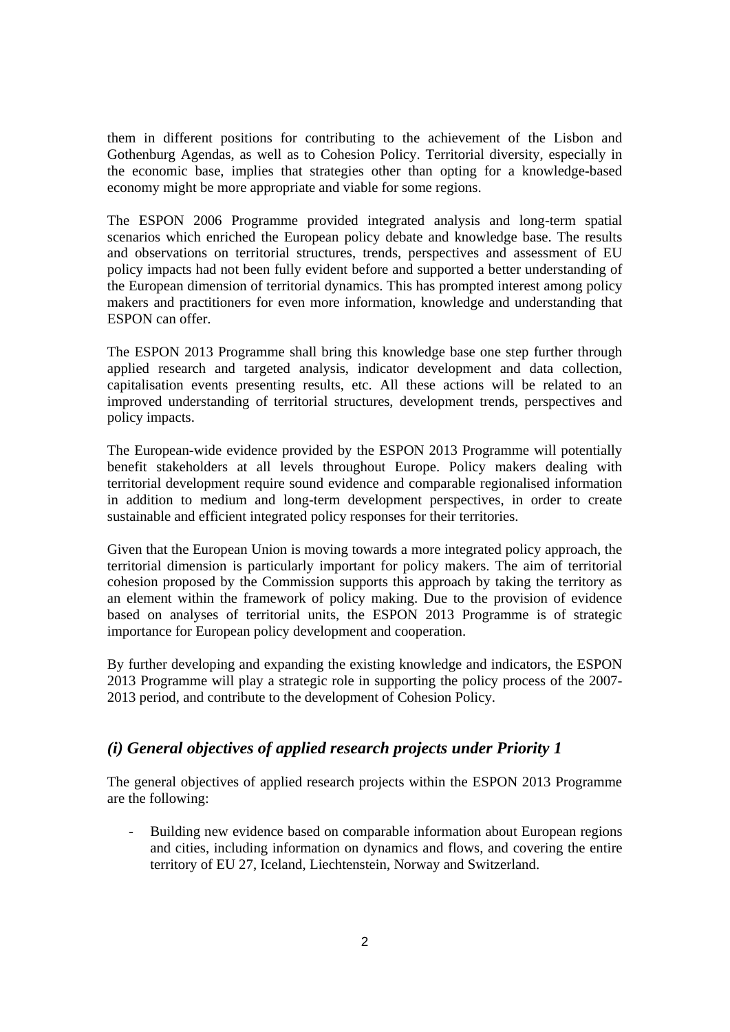them in different positions for contributing to the achievement of the Lisbon and Gothenburg Agendas, as well as to Cohesion Policy. Territorial diversity, especially in the economic base, implies that strategies other than opting for a knowledge-based economy might be more appropriate and viable for some regions.

The ESPON 2006 Programme provided integrated analysis and long-term spatial scenarios which enriched the European policy debate and knowledge base. The results and observations on territorial structures, trends, perspectives and assessment of EU policy impacts had not been fully evident before and supported a better understanding of the European dimension of territorial dynamics. This has prompted interest among policy makers and practitioners for even more information, knowledge and understanding that ESPON can offer.

The ESPON 2013 Programme shall bring this knowledge base one step further through applied research and targeted analysis, indicator development and data collection, capitalisation events presenting results, etc. All these actions will be related to an improved understanding of territorial structures, development trends, perspectives and policy impacts.

The European-wide evidence provided by the ESPON 2013 Programme will potentially benefit stakeholders at all levels throughout Europe. Policy makers dealing with territorial development require sound evidence and comparable regionalised information in addition to medium and long-term development perspectives, in order to create sustainable and efficient integrated policy responses for their territories.

Given that the European Union is moving towards a more integrated policy approach, the territorial dimension is particularly important for policy makers. The aim of territorial cohesion proposed by the Commission supports this approach by taking the territory as an element within the framework of policy making. Due to the provision of evidence based on analyses of territorial units, the ESPON 2013 Programme is of strategic importance for European policy development and cooperation.

By further developing and expanding the existing knowledge and indicators, the ESPON 2013 Programme will play a strategic role in supporting the policy process of the 2007-2013 period, and contribute to the development of Cohesion Policy.

## *(i) General objectives of applied research projects under Priority 1*

The general objectives of applied research projects within the ESPON 2013 Programme are the following:

- Building new evidence based on comparable information about European regions and cities, including information on dynamics and flows, and covering the entire territory of EU 27, Iceland, Liechtenstein, Norway and Switzerland.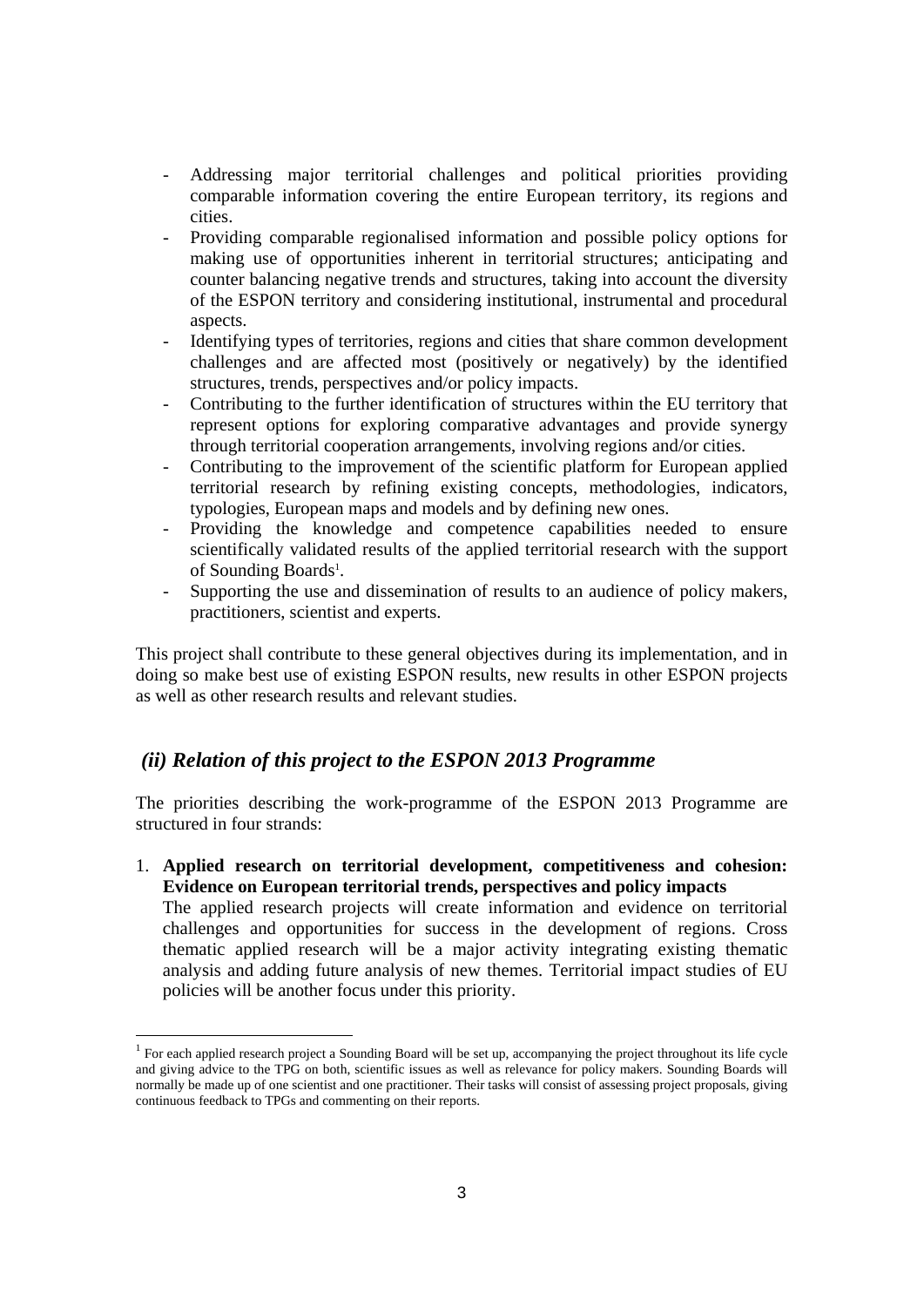- Addressing major territorial challenges and political priorities providing comparable information covering the entire European territory, its regions and cities.
- Providing comparable regionalised information and possible policy options for making use of opportunities inherent in territorial structures; anticipating and counter balancing negative trends and structures, taking into account the diversity of the ESPON territory and considering institutional, instrumental and procedural aspects.
- Identifying types of territories, regions and cities that share common development challenges and are affected most (positively or negatively) by the identified structures, trends, perspectives and/or policy impacts.
- Contributing to the further identification of structures within the EU territory that represent options for exploring comparative advantages and provide synergy through territorial cooperation arrangements, involving regions and/or cities.
- Contributing to the improvement of the scientific platform for European applied territorial research by refining existing concepts, methodologies, indicators, typologies, European maps and models and by defining new ones.
- Providing the knowledge and competence capabilities needed to ensure scientifically validated results of the applied territorial research with the support of Sounding Boards[1].
- Supporting the use and dissemination of results to an audience of policy makers, practitioners, scientist and experts.

This project shall contribute to these general objectives during its implementation, and in doing so make best use of existing ESPON results, new results in other ESPON projects as well as other research results and relevant studies.

### *(ii) Relation of this project to the ESPON 2013 Programme*

The priorities describing the work-programme of the ESPON 2013 Programme are structured in four strands:

1. **Applied research on territorial development, competitiveness and cohesion: Evidence on European territorial trends, perspectives and policy impacts**
   The applied research projects will create information and evidence on territorial challenges and opportunities for success in the development of regions. Cross thematic applied research will be a major activity integrating existing thematic analysis and adding future analysis of new themes. Territorial impact studies of EU policies will be another focus under this priority.

---

[1] For each applied research project a Sounding Board will be set up, accompanying the project throughout its life cycle and giving advice to the TPG on both, scientific issues as well as relevance for policy makers. Sounding Boards will normally be made up of one scientist and one practitioner. Their tasks will consist of assessing project proposals, giving continuous feedback to TPGs and commenting on their reports.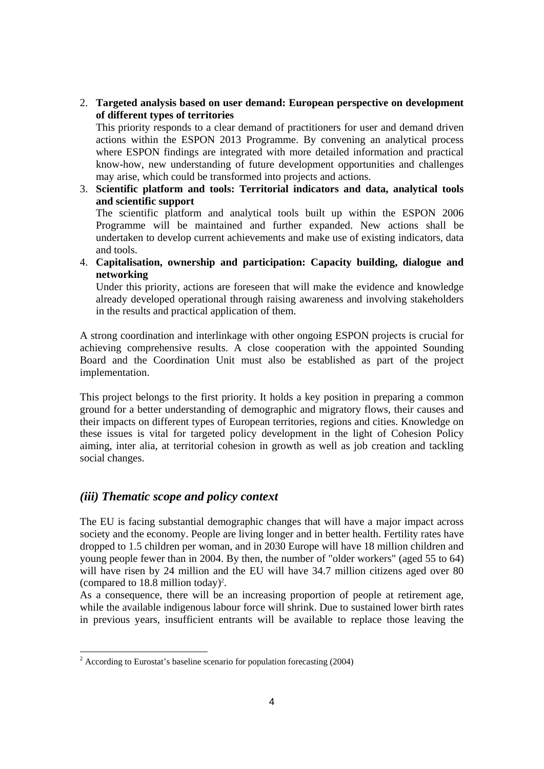2. **Targeted analysis based on user demand: European perspective on development of different types of territories**
   This priority responds to a clear demand of practitioners for user and demand driven actions within the ESPON 2013 Programme. By convening an analytical process where ESPON findings are integrated with more detailed information and practical know-how, new understanding of future development opportunities and challenges may arise, which could be transformed into projects and actions.
3. **Scientific platform and tools: Territorial indicators and data, analytical tools and scientific support**
   The scientific platform and analytical tools built up within the ESPON 2006 Programme will be maintained and further expanded. New actions shall be undertaken to develop current achievements and make use of existing indicators, data and tools.
4. **Capitalisation, ownership and participation: Capacity building, dialogue and networking**
   Under this priority, actions are foreseen that will make the evidence and knowledge already developed operational through raising awareness and involving stakeholders in the results and practical application of them.

A strong coordination and interlinkage with other ongoing ESPON projects is crucial for achieving comprehensive results. A close cooperation with the appointed Sounding Board and the Coordination Unit must also be established as part of the project implementation.

This project belongs to the first priority. It holds a key position in preparing a common ground for a better understanding of demographic and migratory flows, their causes and their impacts on different types of European territories, regions and cities. Knowledge on these issues is vital for targeted policy development in the light of Cohesion Policy aiming, inter alia, at territorial cohesion in growth as well as job creation and tackling social changes.

## *(iii) Thematic scope and policy context*

The EU is facing substantial demographic changes that will have a major impact across society and the economy. People are living longer and in better health. Fertility rates have dropped to 1.5 children per woman, and in 2030 Europe will have 18 million children and young people fewer than in 2004. By then, the number of "older workers" (aged 55 to 64) will have risen by 24 million and the EU will have 34.7 million citizens aged over 80 (compared to 18.8 million today)[2].

As a consequence, there will be an increasing proportion of people at retirement age, while the available indigenous labour force will shrink. Due to sustained lower birth rates in previous years, insufficient entrants will be available to replace those leaving the

[2] According to Eurostat's baseline scenario for population forecasting (2004)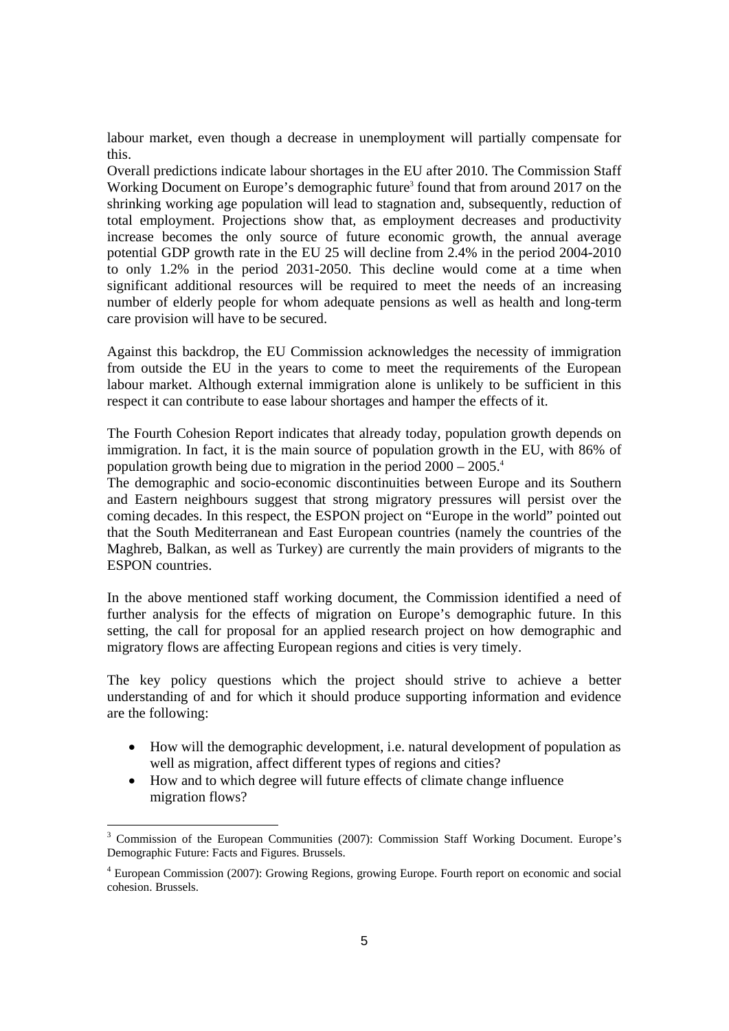labour market, even though a decrease in unemployment will partially compensate for this.

Overall predictions indicate labour shortages in the EU after 2010. The Commission Staff Working Document on Europe's demographic future[3] found that from around 2017 on the shrinking working age population will lead to stagnation and, subsequently, reduction of total employment. Projections show that, as employment decreases and productivity increase becomes the only source of future economic growth, the annual average potential GDP growth rate in the EU 25 will decline from 2.4% in the period 2004-2010 to only 1.2% in the period 2031-2050. This decline would come at a time when significant additional resources will be required to meet the needs of an increasing number of elderly people for whom adequate pensions as well as health and long-term care provision will have to be secured.

Against this backdrop, the EU Commission acknowledges the necessity of immigration from outside the EU in the years to come to meet the requirements of the European labour market. Although external immigration alone is unlikely to be sufficient in this respect it can contribute to ease labour shortages and hamper the effects of it.

The Fourth Cohesion Report indicates that already today, population growth depends on immigration. In fact, it is the main source of population growth in the EU, with 86% of population growth being due to migration in the period 2000 – 2005.[4]

The demographic and socio-economic discontinuities between Europe and its Southern and Eastern neighbours suggest that strong migratory pressures will persist over the coming decades. In this respect, the ESPON project on "Europe in the world" pointed out that the South Mediterranean and East European countries (namely the countries of the Maghreb, Balkan, as well as Turkey) are currently the main providers of migrants to the ESPON countries.

In the above mentioned staff working document, the Commission identified a need of further analysis for the effects of migration on Europe's demographic future. In this setting, the call for proposal for an applied research project on how demographic and migratory flows are affecting European regions and cities is very timely.

The key policy questions which the project should strive to achieve a better understanding of and for which it should produce supporting information and evidence are the following:

- How will the demographic development, i.e. natural development of population as well as migration, affect different types of regions and cities?
- How and to which degree will future effects of climate change influence migration flows?

[3] Commission of the European Communities (2007): Commission Staff Working Document. Europe's Demographic Future: Facts and Figures. Brussels.

[4] European Commission (2007): Growing Regions, growing Europe. Fourth report on economic and social cohesion. Brussels.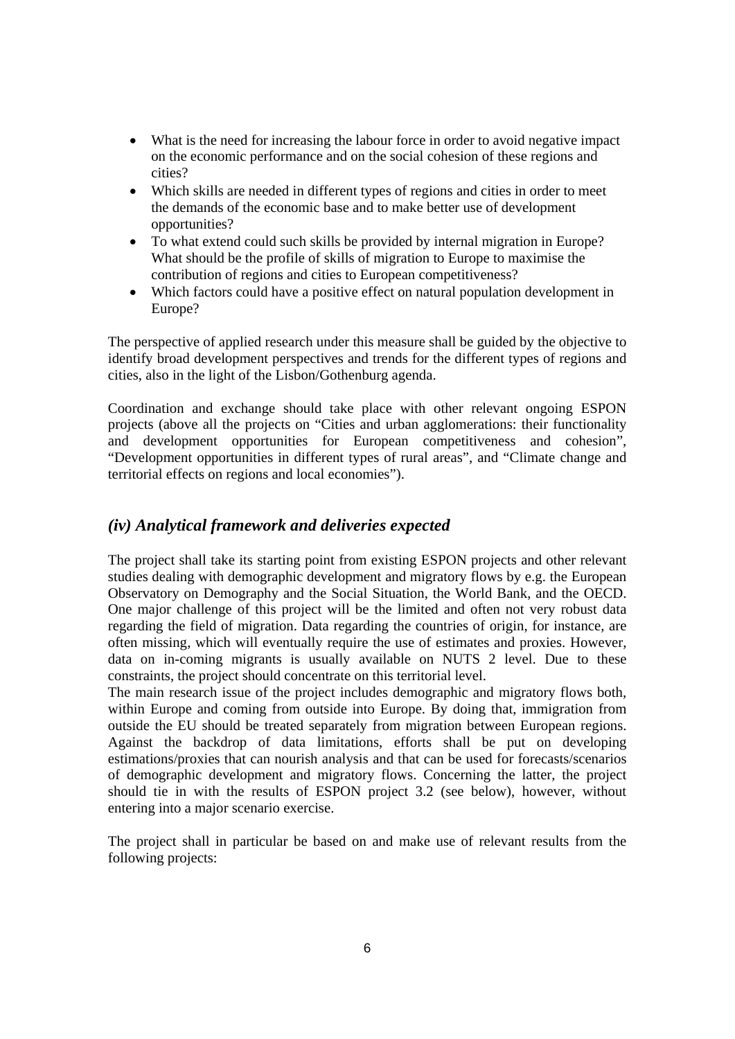- What is the need for increasing the labour force in order to avoid negative impact on the economic performance and on the social cohesion of these regions and cities?
- Which skills are needed in different types of regions and cities in order to meet the demands of the economic base and to make better use of development opportunities?
- To what extend could such skills be provided by internal migration in Europe? What should be the profile of skills of migration to Europe to maximise the contribution of regions and cities to European competitiveness?
- Which factors could have a positive effect on natural population development in Europe?

The perspective of applied research under this measure shall be guided by the objective to identify broad development perspectives and trends for the different types of regions and cities, also in the light of the Lisbon/Gothenburg agenda.

Coordination and exchange should take place with other relevant ongoing ESPON projects (above all the projects on "Cities and urban agglomerations: their functionality and development opportunities for European competitiveness and cohesion", "Development opportunities in different types of rural areas", and "Climate change and territorial effects on regions and local economies").

## *(iv) Analytical framework and deliveries expected*

The project shall take its starting point from existing ESPON projects and other relevant studies dealing with demographic development and migratory flows by e.g. the European Observatory on Demography and the Social Situation, the World Bank, and the OECD. One major challenge of this project will be the limited and often not very robust data regarding the field of migration. Data regarding the countries of origin, for instance, are often missing, which will eventually require the use of estimates and proxies. However, data on in-coming migrants is usually available on NUTS 2 level. Due to these constraints, the project should concentrate on this territorial level.

The main research issue of the project includes demographic and migratory flows both, within Europe and coming from outside into Europe. By doing that, immigration from outside the EU should be treated separately from migration between European regions. Against the backdrop of data limitations, efforts shall be put on developing estimations/proxies that can nourish analysis and that can be used for forecasts/scenarios of demographic development and migratory flows. Concerning the latter, the project should tie in with the results of ESPON project 3.2 (see below), however, without entering into a major scenario exercise.

The project shall in particular be based on and make use of relevant results from the following projects: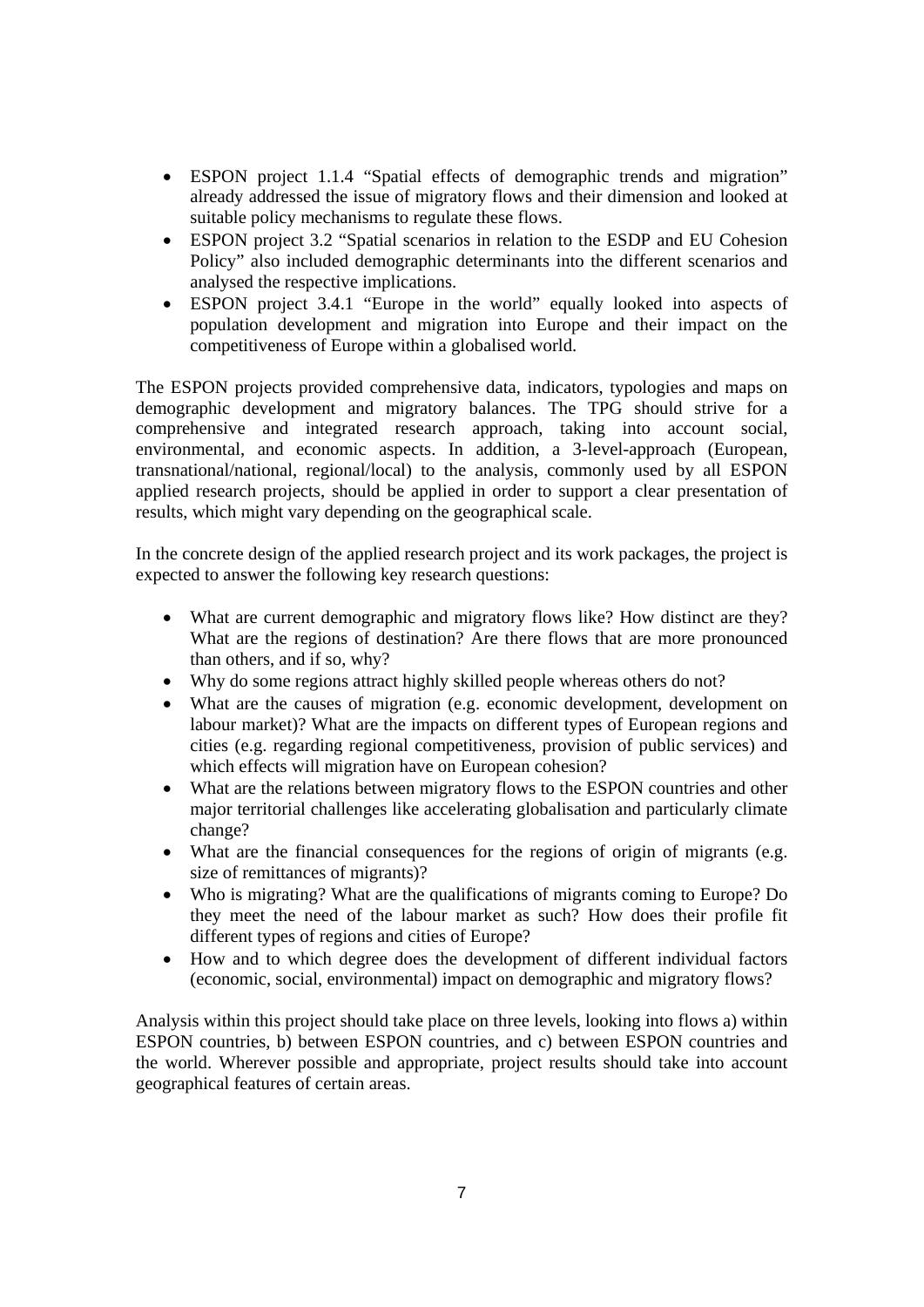- ESPON project 1.1.4 "Spatial effects of demographic trends and migration" already addressed the issue of migratory flows and their dimension and looked at suitable policy mechanisms to regulate these flows.
- ESPON project 3.2 "Spatial scenarios in relation to the ESDP and EU Cohesion Policy" also included demographic determinants into the different scenarios and analysed the respective implications.
- ESPON project 3.4.1 "Europe in the world" equally looked into aspects of population development and migration into Europe and their impact on the competitiveness of Europe within a globalised world.

The ESPON projects provided comprehensive data, indicators, typologies and maps on demographic development and migratory balances. The TPG should strive for a comprehensive and integrated research approach, taking into account social, environmental, and economic aspects. In addition, a 3-level-approach (European, transnational/national, regional/local) to the analysis, commonly used by all ESPON applied research projects, should be applied in order to support a clear presentation of results, which might vary depending on the geographical scale.

In the concrete design of the applied research project and its work packages, the project is expected to answer the following key research questions:

- What are current demographic and migratory flows like? How distinct are they? What are the regions of destination? Are there flows that are more pronounced than others, and if so, why?
- Why do some regions attract highly skilled people whereas others do not?
- What are the causes of migration (e.g. economic development, development on labour market)? What are the impacts on different types of European regions and cities (e.g. regarding regional competitiveness, provision of public services) and which effects will migration have on European cohesion?
- What are the relations between migratory flows to the ESPON countries and other major territorial challenges like accelerating globalisation and particularly climate change?
- What are the financial consequences for the regions of origin of migrants (e.g. size of remittances of migrants)?
- Who is migrating? What are the qualifications of migrants coming to Europe? Do they meet the need of the labour market as such? How does their profile fit different types of regions and cities of Europe?
- How and to which degree does the development of different individual factors (economic, social, environmental) impact on demographic and migratory flows?

Analysis within this project should take place on three levels, looking into flows a) within ESPON countries, b) between ESPON countries, and c) between ESPON countries and the world. Wherever possible and appropriate, project results should take into account geographical features of certain areas.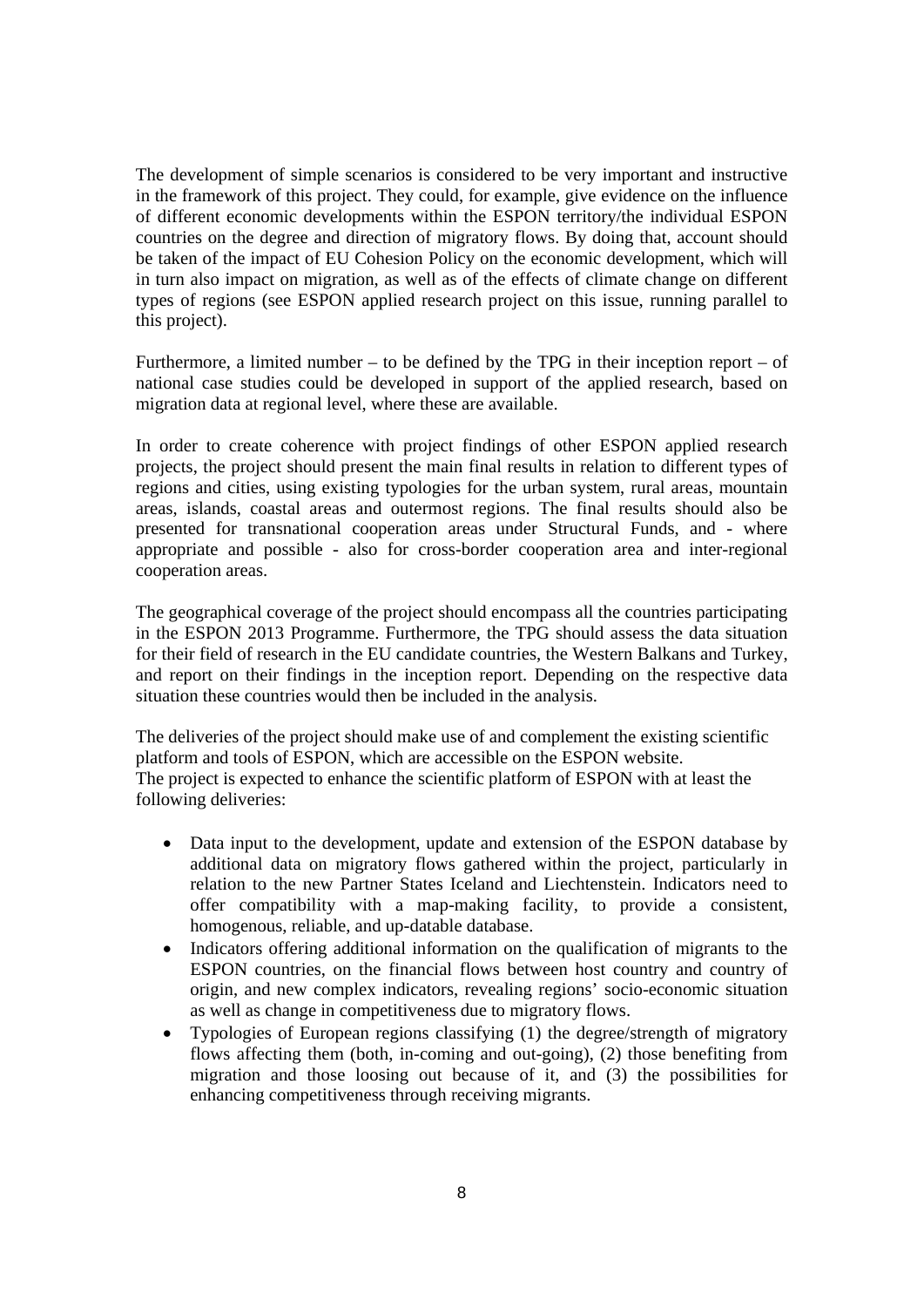The development of simple scenarios is considered to be very important and instructive in the framework of this project. They could, for example, give evidence on the influence of different economic developments within the ESPON territory/the individual ESPON countries on the degree and direction of migratory flows. By doing that, account should be taken of the impact of EU Cohesion Policy on the economic development, which will in turn also impact on migration, as well as of the effects of climate change on different types of regions (see ESPON applied research project on this issue, running parallel to this project).

Furthermore, a limited number – to be defined by the TPG in their inception report – of national case studies could be developed in support of the applied research, based on migration data at regional level, where these are available.

In order to create coherence with project findings of other ESPON applied research projects, the project should present the main final results in relation to different types of regions and cities, using existing typologies for the urban system, rural areas, mountain areas, islands, coastal areas and outermost regions. The final results should also be presented for transnational cooperation areas under Structural Funds, and - where appropriate and possible - also for cross-border cooperation area and inter-regional cooperation areas.

The geographical coverage of the project should encompass all the countries participating in the ESPON 2013 Programme. Furthermore, the TPG should assess the data situation for their field of research in the EU candidate countries, the Western Balkans and Turkey, and report on their findings in the inception report. Depending on the respective data situation these countries would then be included in the analysis.

The deliveries of the project should make use of and complement the existing scientific platform and tools of ESPON, which are accessible on the ESPON website.
The project is expected to enhance the scientific platform of ESPON with at least the following deliveries:

- Data input to the development, update and extension of the ESPON database by additional data on migratory flows gathered within the project, particularly in relation to the new Partner States Iceland and Liechtenstein. Indicators need to offer compatibility with a map-making facility, to provide a consistent, homogenous, reliable, and up-datable database.
- Indicators offering additional information on the qualification of migrants to the ESPON countries, on the financial flows between host country and country of origin, and new complex indicators, revealing regions' socio-economic situation as well as change in competitiveness due to migratory flows.
- Typologies of European regions classifying (1) the degree/strength of migratory flows affecting them (both, in-coming and out-going), (2) those benefiting from migration and those loosing out because of it, and (3) the possibilities for enhancing competitiveness through receiving migrants.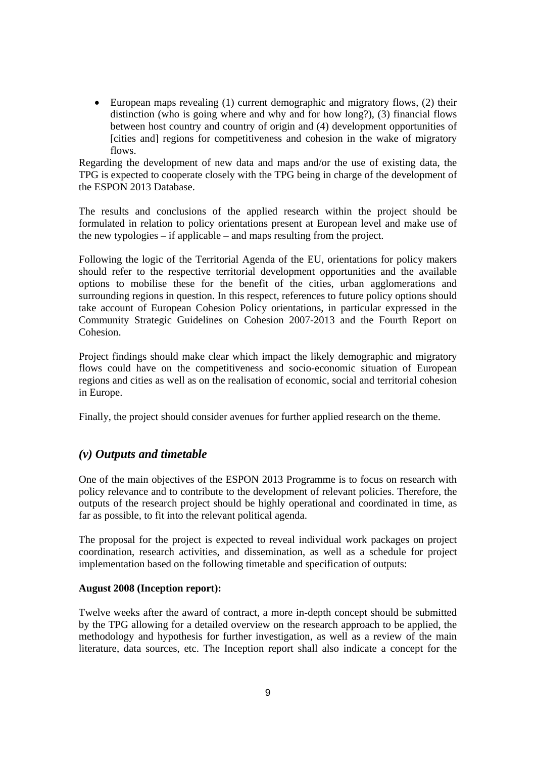- European maps revealing (1) current demographic and migratory flows, (2) their distinction (who is going where and why and for how long?), (3) financial flows between host country and country of origin and (4) development opportunities of [cities and] regions for competitiveness and cohesion in the wake of migratory flows.

Regarding the development of new data and maps and/or the use of existing data, the TPG is expected to cooperate closely with the TPG being in charge of the development of the ESPON 2013 Database.

The results and conclusions of the applied research within the project should be formulated in relation to policy orientations present at European level and make use of the new typologies – if applicable – and maps resulting from the project.

Following the logic of the Territorial Agenda of the EU, orientations for policy makers should refer to the respective territorial development opportunities and the available options to mobilise these for the benefit of the cities, urban agglomerations and surrounding regions in question. In this respect, references to future policy options should take account of European Cohesion Policy orientations, in particular expressed in the Community Strategic Guidelines on Cohesion 2007-2013 and the Fourth Report on Cohesion.

Project findings should make clear which impact the likely demographic and migratory flows could have on the competitiveness and socio-economic situation of European regions and cities as well as on the realisation of economic, social and territorial cohesion in Europe.

Finally, the project should consider avenues for further applied research on the theme.

## *(v) Outputs and timetable*

One of the main objectives of the ESPON 2013 Programme is to focus on research with policy relevance and to contribute to the development of relevant policies. Therefore, the outputs of the research project should be highly operational and coordinated in time, as far as possible, to fit into the relevant political agenda.

The proposal for the project is expected to reveal individual work packages on project coordination, research activities, and dissemination, as well as a schedule for project implementation based on the following timetable and specification of outputs:

**August 2008 (Inception report):**

Twelve weeks after the award of contract, a more in-depth concept should be submitted by the TPG allowing for a detailed overview on the research approach to be applied, the methodology and hypothesis for further investigation, as well as a review of the main literature, data sources, etc. The Inception report shall also indicate a concept for the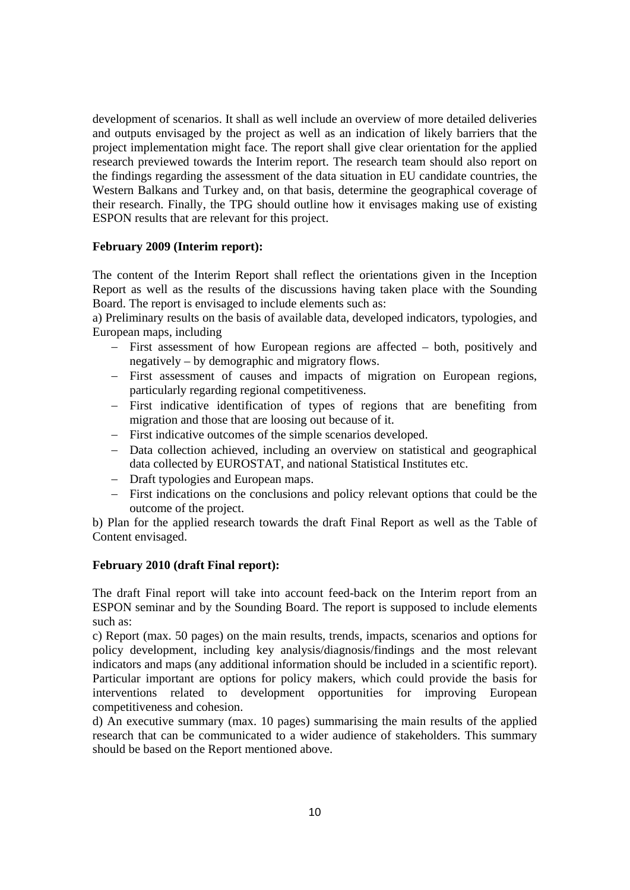development of scenarios. It shall as well include an overview of more detailed deliveries and outputs envisaged by the project as well as an indication of likely barriers that the project implementation might face. The report shall give clear orientation for the applied research previewed towards the Interim report. The research team should also report on the findings regarding the assessment of the data situation in EU candidate countries, the Western Balkans and Turkey and, on that basis, determine the geographical coverage of their research. Finally, the TPG should outline how it envisages making use of existing ESPON results that are relevant for this project.

**February 2009 (Interim report):**

The content of the Interim Report shall reflect the orientations given in the Inception Report as well as the results of the discussions having taken place with the Sounding Board. The report is envisaged to include elements such as:

a) Preliminary results on the basis of available data, developed indicators, typologies, and European maps, including

- First assessment of how European regions are affected – both, positively and negatively – by demographic and migratory flows.
- First assessment of causes and impacts of migration on European regions, particularly regarding regional competitiveness.
- First indicative identification of types of regions that are benefiting from migration and those that are loosing out because of it.
- First indicative outcomes of the simple scenarios developed.
- Data collection achieved, including an overview on statistical and geographical data collected by EUROSTAT, and national Statistical Institutes etc.
- Draft typologies and European maps.
- First indications on the conclusions and policy relevant options that could be the outcome of the project.

b) Plan for the applied research towards the draft Final Report as well as the Table of Content envisaged.

**February 2010 (draft Final report):**

The draft Final report will take into account feed-back on the Interim report from an ESPON seminar and by the Sounding Board. The report is supposed to include elements such as:

c) Report (max. 50 pages) on the main results, trends, impacts, scenarios and options for policy development, including key analysis/diagnosis/findings and the most relevant indicators and maps (any additional information should be included in a scientific report). Particular important are options for policy makers, which could provide the basis for interventions related to development opportunities for improving European competitiveness and cohesion.

d) An executive summary (max. 10 pages) summarising the main results of the applied research that can be communicated to a wider audience of stakeholders. This summary should be based on the Report mentioned above.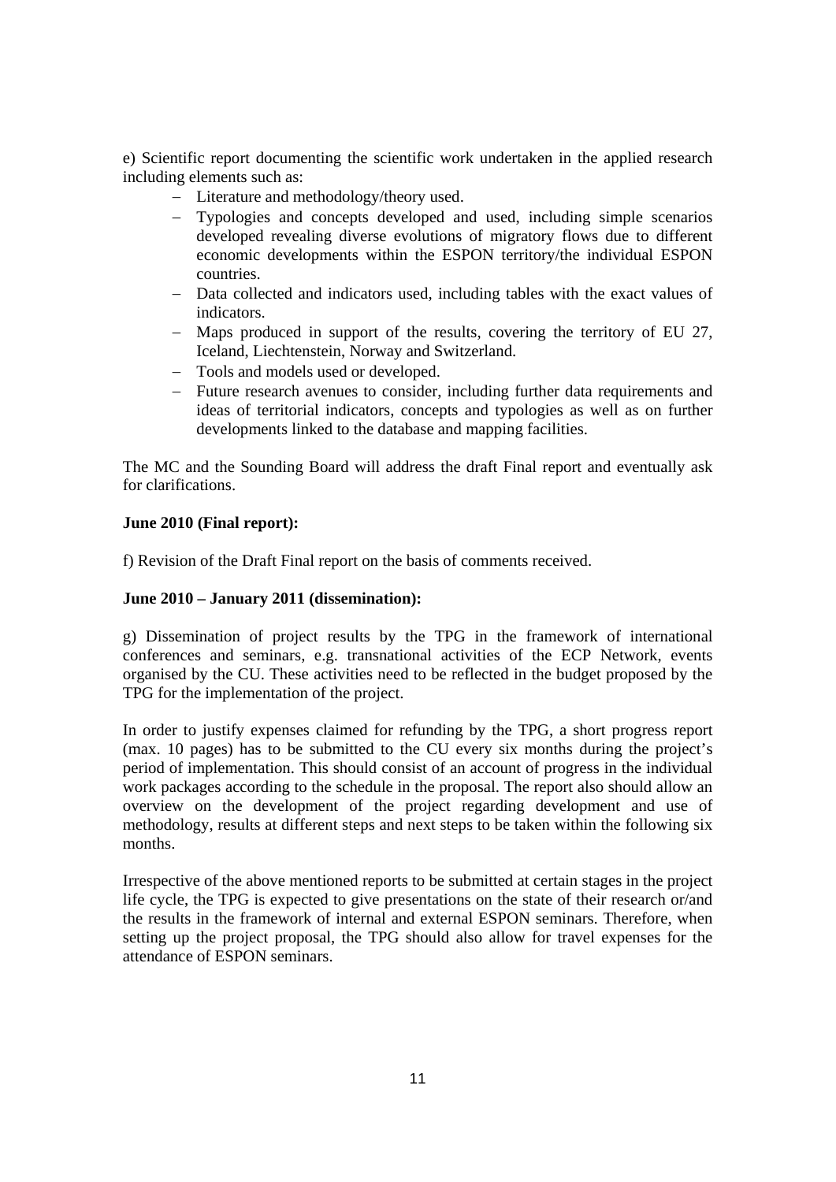e) Scientific report documenting the scientific work undertaken in the applied research including elements such as:

- Literature and methodology/theory used.
- Typologies and concepts developed and used, including simple scenarios developed revealing diverse evolutions of migratory flows due to different economic developments within the ESPON territory/the individual ESPON countries.
- Data collected and indicators used, including tables with the exact values of indicators.
- Maps produced in support of the results, covering the territory of EU 27, Iceland, Liechtenstein, Norway and Switzerland.
- Tools and models used or developed.
- Future research avenues to consider, including further data requirements and ideas of territorial indicators, concepts and typologies as well as on further developments linked to the database and mapping facilities.

The MC and the Sounding Board will address the draft Final report and eventually ask for clarifications.

**June 2010 (Final report):**

f) Revision of the Draft Final report on the basis of comments received.

**June 2010 – January 2011 (dissemination):**

g) Dissemination of project results by the TPG in the framework of international conferences and seminars, e.g. transnational activities of the ECP Network, events organised by the CU. These activities need to be reflected in the budget proposed by the TPG for the implementation of the project.

In order to justify expenses claimed for refunding by the TPG, a short progress report (max. 10 pages) has to be submitted to the CU every six months during the project's period of implementation. This should consist of an account of progress in the individual work packages according to the schedule in the proposal. The report also should allow an overview on the development of the project regarding development and use of methodology, results at different steps and next steps to be taken within the following six months.

Irrespective of the above mentioned reports to be submitted at certain stages in the project life cycle, the TPG is expected to give presentations on the state of their research or/and the results in the framework of internal and external ESPON seminars. Therefore, when setting up the project proposal, the TPG should also allow for travel expenses for the attendance of ESPON seminars.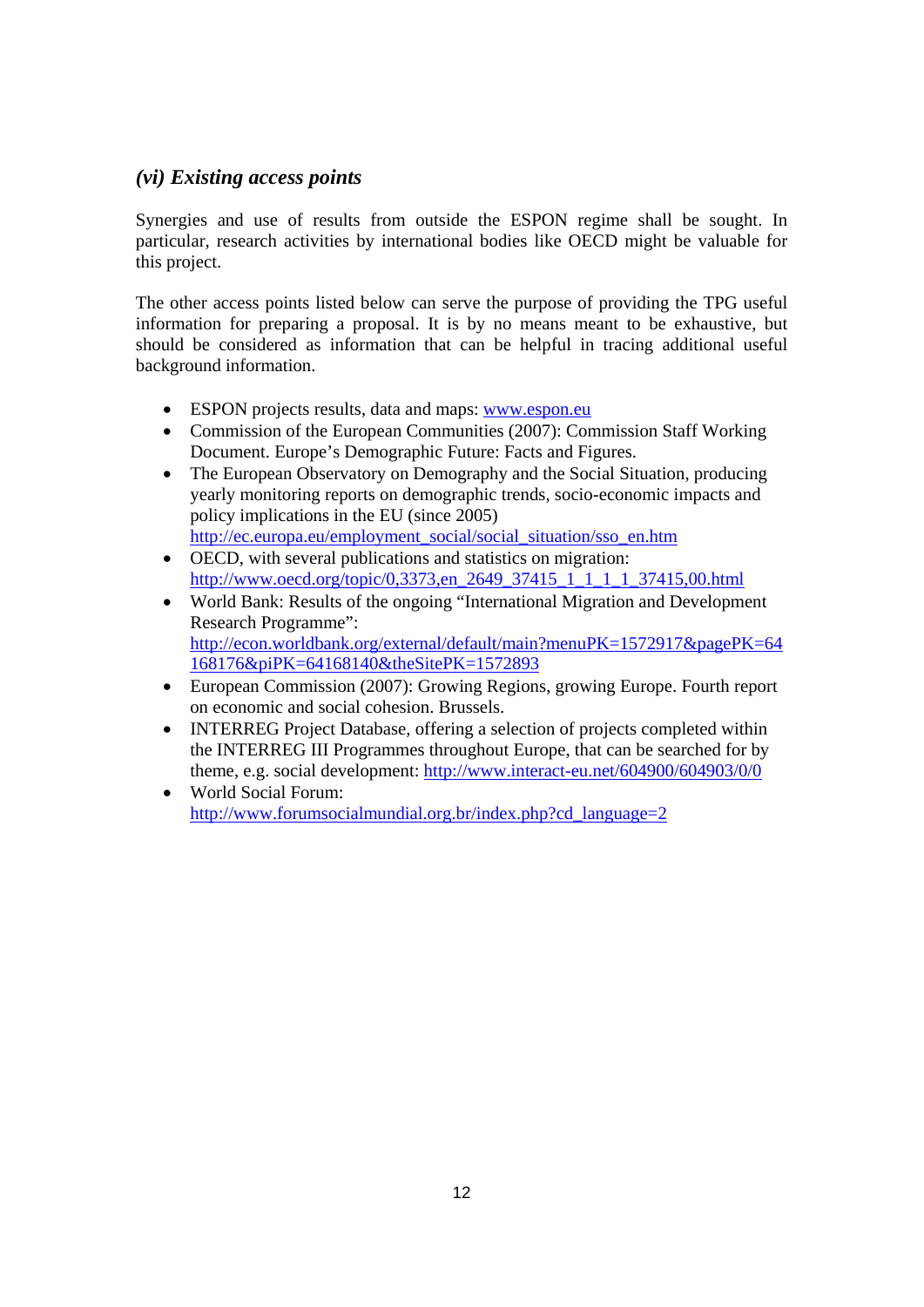### *(vi) Existing access points*

Synergies and use of results from outside the ESPON regime shall be sought. In particular, research activities by international bodies like OECD might be valuable for this project.

The other access points listed below can serve the purpose of providing the TPG useful information for preparing a proposal. It is by no means meant to be exhaustive, but should be considered as information that can be helpful in tracing additional useful background information.

- ESPON projects results, data and maps: www.espon.eu
- Commission of the European Communities (2007): Commission Staff Working Document. Europe's Demographic Future: Facts and Figures.
- The European Observatory on Demography and the Social Situation, producing yearly monitoring reports on demographic trends, socio-economic impacts and policy implications in the EU (since 2005) http://ec.europa.eu/employment_social/social_situation/sso_en.htm
- OECD, with several publications and statistics on migration: http://www.oecd.org/topic/0,3373,en_2649_37415_1_1_1_1_37415,00.html
- World Bank: Results of the ongoing "International Migration and Development Research Programme": http://econ.worldbank.org/external/default/main?menuPK=1572917&pagePK=64168176&piPK=64168140&theSitePK=1572893
- European Commission (2007): Growing Regions, growing Europe. Fourth report on economic and social cohesion. Brussels.
- INTERREG Project Database, offering a selection of projects completed within the INTERREG III Programmes throughout Europe, that can be searched for by theme, e.g. social development: http://www.interact-eu.net/604900/604903/0/0
- World Social Forum: http://www.forumsocialmundial.org.br/index.php?cd_language=2